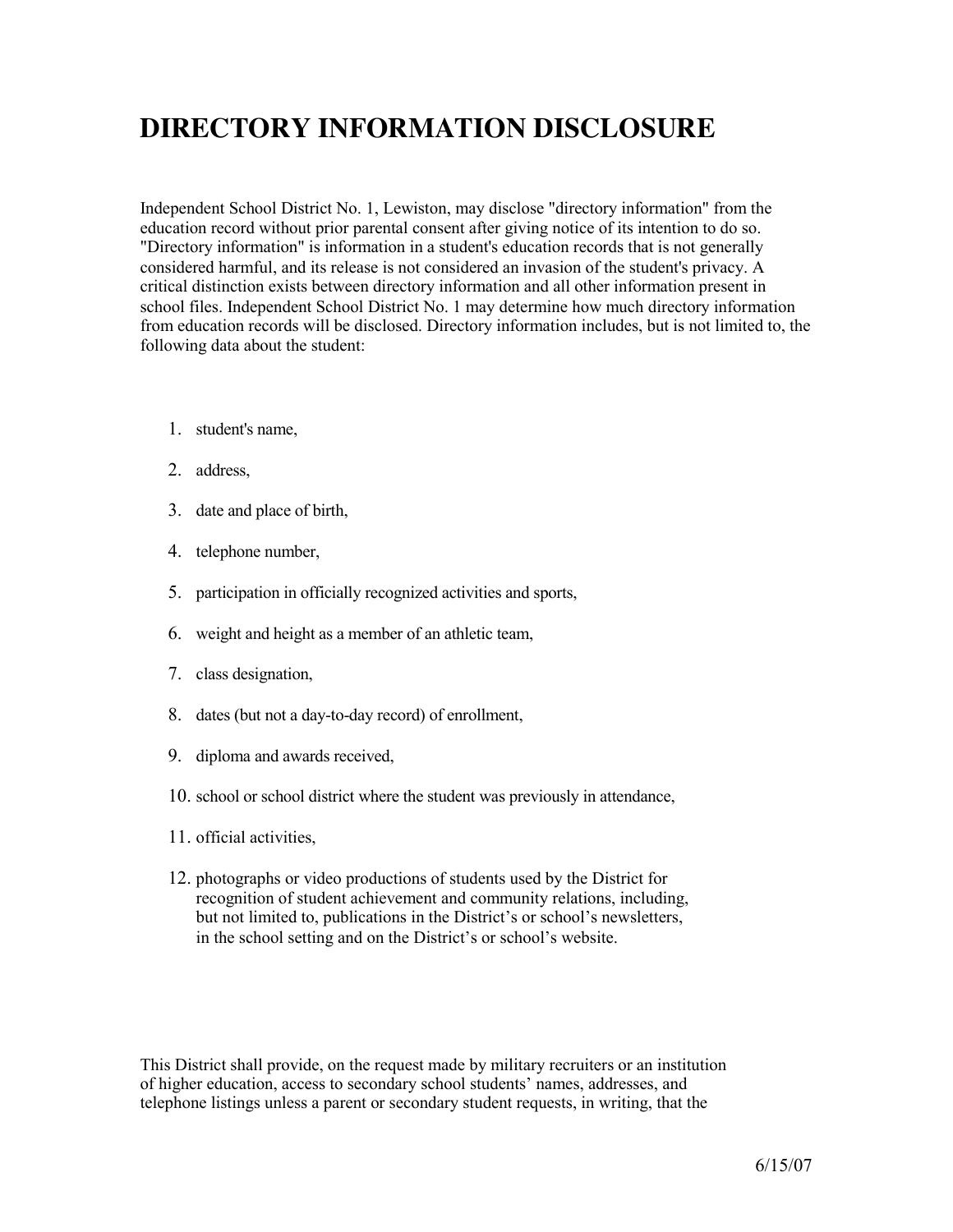# DIRECTORY INFORMATION DISCLOSURE

Independent School District No. 1, Lewiston, may disclose "directory information" from the education record without prior parental consent after giving notice of its intention to do so. "Directory information" is information in a student's education records that is not generally considered harmful, and its release is not considered an invasion of the student's privacy. A critical distinction exists between directory information and all other information present in school files. Independent School District No. 1 may determine how much directory information from education records will be disclosed. Directory information includes, but is not limited to, the following data about the student:

1. student's name,
2. address,
3. date and place of birth,
4. telephone number,
5. participation in officially recognized activities and sports,
6. weight and height as a member of an athletic team,
7. class designation,
8. dates (but not a day-to-day record) of enrollment,
9. diploma and awards received,
10. school or school district where the student was previously in attendance,
11. official activities,
12. photographs or video productions of students used by the District for recognition of student achievement and community relations, including, but not limited to, publications in the District's or school's newsletters, in the school setting and on the District's or school's website.

This District shall provide, on the request made by military recruiters or an institution of higher education, access to secondary school students' names, addresses, and telephone listings unless a parent or secondary student requests, in writing, that the

6/15/07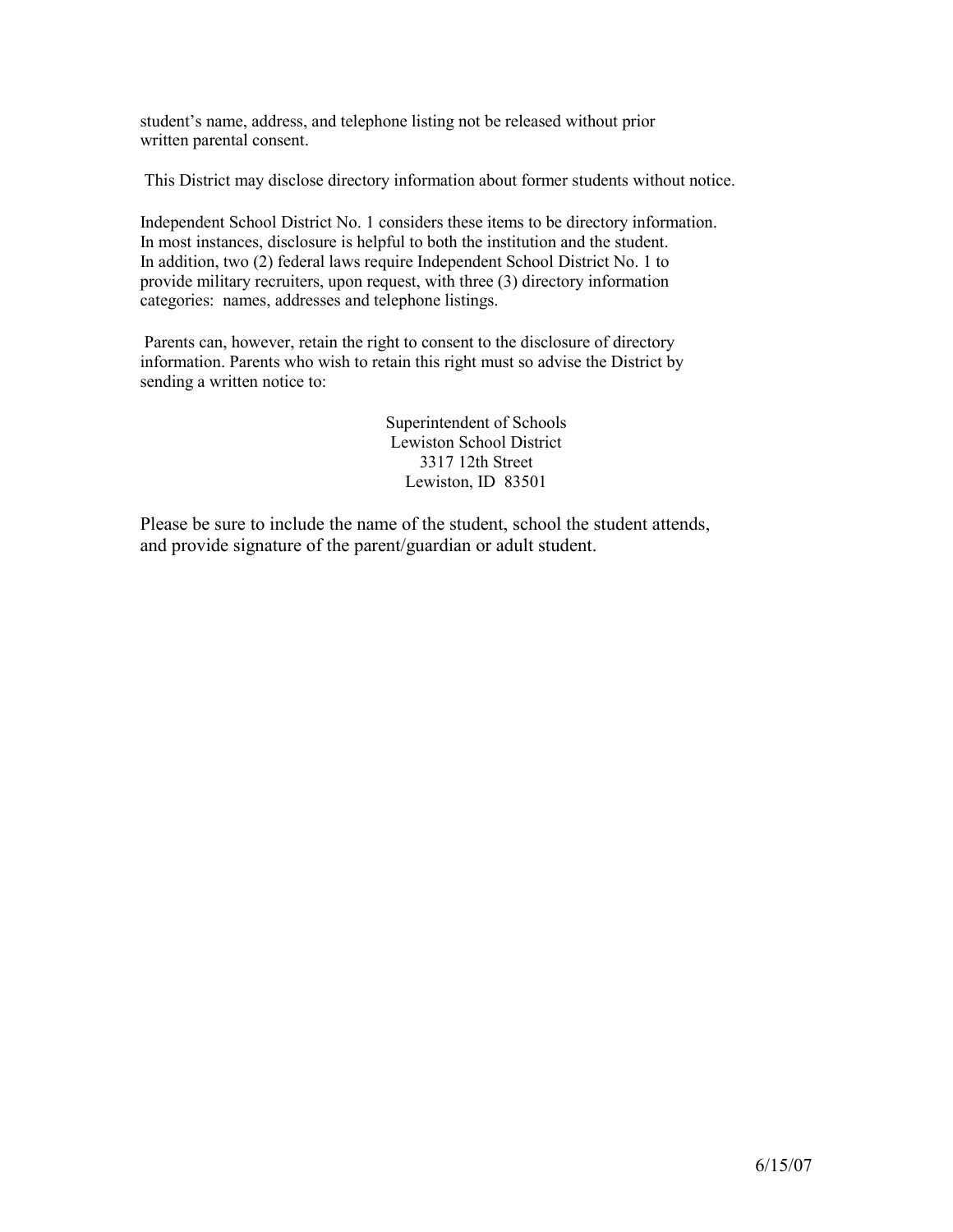student's name, address, and telephone listing not be released without prior written parental consent.

This District may disclose directory information about former students without notice.

Independent School District No. 1 considers these items to be directory information. In most instances, disclosure is helpful to both the institution and the student. In addition, two (2) federal laws require Independent School District No. 1 to provide military recruiters, upon request, with three (3) directory information categories: names, addresses and telephone listings.

Parents can, however, retain the right to consent to the disclosure of directory information. Parents who wish to retain this right must so advise the District by sending a written notice to:

Superintendent of Schools
Lewiston School District
3317 12th Street
Lewiston, ID 83501

Please be sure to include the name of the student, school the student attends, and provide signature of the parent/guardian or adult student.

6/15/07